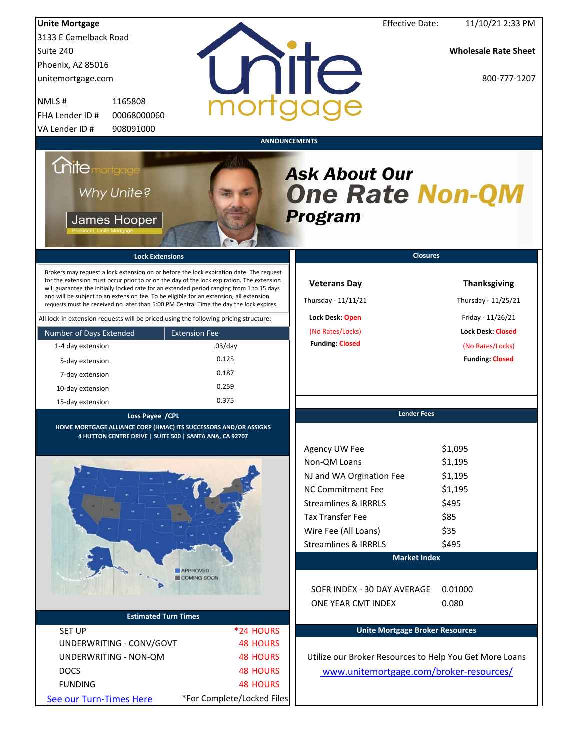**Unite Mortgage**
3133 E Camelback Road
Suite 240
Phoenix, AZ 85016
unitemortgage.com

NMLS # 1165808
FHA Lender ID # 00068000060
VA Lender ID # 908091000

Effective Date: 11/10/21 2:33 PM

**Wholesale Rate Sheet**

800-777-1207

## ANNOUNCEMENTS

Why Unite?
James Hooper
President, Unite Mortgage

***Ask About Our One Rate Non-QM Program***

## Lock Extensions

Brokers may request a lock extension on or before the lock expiration date. The request for the extension must occur prior to or on the day of the lock expiration. The extension will guarantee the initially locked rate for an extended period ranging from 1 to 15 days and will be subject to an extension fee. To be eligible for an extension, all extension requests must be received no later than 5:00 PM Central Time the day the lock expires.

All lock-in extension requests will be priced using the following pricing structure:

| Number of Days Extended | Extension Fee |
|---|---|
| 1-4 day extension | .03/day |
| 5-day extension | 0.125 |
| 7-day extension | 0.187 |
| 10-day extension | 0.259 |
| 15-day extension | 0.375 |

## Closures

**Veterans Day**
Thursday - 11/11/21
**Lock Desk:** Open
(No Rates/Locks)
**Funding:** Closed

**Thanksgiving**
Thursday - 11/25/21
Friday - 11/26/21
**Lock Desk:** Closed
(No Rates/Locks)
**Funding:** Closed

## Loss Payee /CPL

**HOME MORTGAGE ALLIANCE CORP (HMAC) ITS SUCCESSORS AND/OR ASSIGNS**
**4 HUTTON CENTRE DRIVE | SUITE 500 | SANTA ANA, CA 92707**

APPROVED
COMING SOON

## Lender Fees

| | |
|---|---|
| Agency UW Fee | $1,095 |
| Non-QM Loans | $1,195 |
| NJ and WA Orgination Fee | $1,195 |
| NC Commitment Fee | $1,195 |
| Streamlines & IRRRLS | $495 |
| Tax Transfer Fee | $85 |
| Wire Fee (All Loans) | $35 |
| Streamlines & IRRRLS | $495 |

## Market Index

| | |
|---|---|
| SOFR INDEX - 30 DAY AVERAGE | 0.01000 |
| ONE YEAR CMT INDEX | 0.080 |

## Estimated Turn Times

| | |
|---|---|
| SET UP | *24 HOURS |
| UNDERWRITING - CONV/GOVT | 48 HOURS |
| UNDERWRITING - NON-QM | 48 HOURS |
| DOCS | 48 HOURS |
| FUNDING | 48 HOURS |

See our Turn-Times Here

*For Complete/Locked Files

## Unite Mortgage Broker Resources

Utilize our Broker Resources to Help You Get More Loans

www.unitemortgage.com/broker-resources/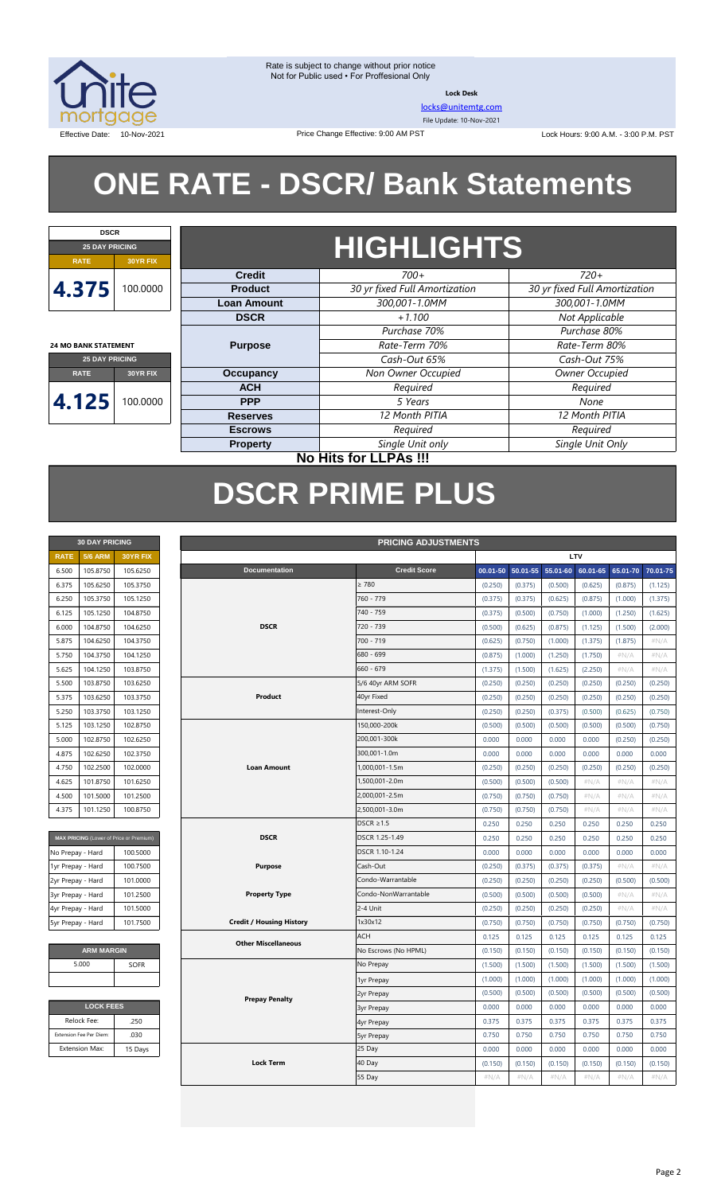Rate is subject to change without prior notice
Not for Public used • For Proffesional Only

**Lock Desk**

locks@unitemtg.com

File Update: 10-Nov-2021

Effective Date: 10-Nov-2021 | Price Change Effective: 9:00 AM PST | Lock Hours: 9:00 A.M. - 3:00 P.M. PST

# ONE RATE - DSCR/ Bank Statements

| DSCR | |
|---|---|
| 25 DAY PRICING | |
| RATE | 30YR FIX |
| 4.375 | 100.0000 |

| 24 MO BANK STATEMENT | |
|---|---|
| 25 DAY PRICING | |
| RATE | 30YR FIX |
| 4.125 | 100.0000 |

## HIGHLIGHTS

| | | |
|---|---|---|
| **Credit** | *700+* | *720+* |
| **Product** | *30 yr fixed Full Amortization* | *30 yr fixed Full Amortization* |
| **Loan Amount** | *300,001-1.0MM* | *300,001-1.0MM* |
| **DSCR** | *+1.100* | *Not Applicable* |
| **Purpose** | *Purchase 70%*<br>*Rate-Term 70%*<br>*Cash-Out 65%* | *Purchase 80%*<br>*Rate-Term 80%*<br>*Cash-Out 75%* |
| **Occupancy** | *Non Owner Occupied* | *Owner Occupied* |
| **ACH** | *Required* | *Required* |
| **PPP** | *5 Years* | *None* |
| **Reserves** | *12 Month PITIA* | *12 Month PITIA* |
| **Escrows** | *Required* | *Required* |
| **Property** | *Single Unit only* | *Single Unit Only* |

**No Hits for LLPAs !!!**

# DSCR PRIME PLUS

| 30 DAY PRICING | | |
|---|---|---|
| RATE | 5/6 ARM | 30YR FIX |
| 6.500 | 105.8750 | 105.6250 |
| 6.375 | 105.6250 | 105.3750 |
| 6.250 | 105.3750 | 105.1250 |
| 6.125 | 105.1250 | 104.8750 |
| 6.000 | 104.8750 | 104.6250 |
| 5.875 | 104.6250 | 104.3750 |
| 5.750 | 104.3750 | 104.1250 |
| 5.625 | 104.1250 | 103.8750 |
| 5.500 | 103.8750 | 103.6250 |
| 5.375 | 103.6250 | 103.3750 |
| 5.250 | 103.3750 | 103.1250 |
| 5.125 | 103.1250 | 102.8750 |
| 5.000 | 102.8750 | 102.6250 |
| 4.875 | 102.6250 | 102.3750 |
| 4.750 | 102.5000 | 102.0000 |
| 4.625 | 101.8750 | 101.6250 |
| 4.500 | 101.5000 | 101.2500 |
| 4.375 | 101.1250 | 100.8750 |

| MAX PRICING (Lower of Price or Premium) | |
|---|---|
| No Prepay - Hard | 100.5000 |
| 1yr Prepay - Hard | 100.7500 |
| 2yr Prepay - Hard | 101.0000 |
| 3yr Prepay - Hard | 101.2500 |
| 4yr Prepay - Hard | 101.5000 |
| 5yr Prepay - Hard | 101.7500 |

| ARM MARGIN | |
|---|---|
| 5.000 | SOFR |

| LOCK FEES | |
|---|---|
| Relock Fee: | .250 |
| Extension Fee Per Diem: | .030 |
| Extension Max: | 15 Days |

| PRICING ADJUSTMENTS | | | | | | | |
|---|---|---|---|---|---|---|---|
| | | LTV | | | | | |
| Documentation | Credit Score | 00.01-50 | 50.01-55 | 55.01-60 | 60.01-65 | 65.01-70 | 70.01-75 |
| DSCR | ≥ 780 | (0.250) | (0.375) | (0.500) | (0.625) | (0.875) | (1.125) |
| | 760 - 779 | (0.375) | (0.375) | (0.625) | (0.875) | (1.000) | (1.375) |
| | 740 - 759 | (0.375) | (0.500) | (0.750) | (1.000) | (1.250) | (1.625) |
| | 720 - 739 | (0.500) | (0.625) | (0.875) | (1.125) | (1.500) | (2.000) |
| | 700 - 719 | (0.625) | (0.750) | (1.000) | (1.375) | (1.875) | #N/A |
| | 680 - 699 | (0.875) | (1.000) | (1.250) | (1.750) | #N/A | #N/A |
| | 660 - 679 | (1.375) | (1.500) | (1.625) | (2.250) | #N/A | #N/A |
| Product | 5/6 40yr ARM SOFR | (0.250) | (0.250) | (0.250) | (0.250) | (0.250) | (0.250) |
| | 40yr Fixed | (0.250) | (0.250) | (0.250) | (0.250) | (0.250) | (0.250) |
| | Interest-Only | (0.250) | (0.250) | (0.375) | (0.500) | (0.625) | (0.750) |
| Loan Amount | 150,000-200k | (0.500) | (0.500) | (0.500) | (0.500) | (0.500) | (0.750) |
| | 200,001-300k | 0.000 | 0.000 | 0.000 | 0.000 | (0.250) | (0.250) |
| | 300,001-1.0m | 0.000 | 0.000 | 0.000 | 0.000 | 0.000 | 0.000 |
| | 1,000,001-1.5m | (0.250) | (0.250) | (0.250) | (0.250) | (0.250) | (0.250) |
| | 1,500,001-2.0m | (0.500) | (0.500) | (0.500) | #N/A | #N/A | #N/A |
| | 2,000,001-2.5m | (0.750) | (0.750) | (0.750) | #N/A | #N/A | #N/A |
| | 2,500,001-3.0m | (0.750) | (0.750) | (0.750) | #N/A | #N/A | #N/A |
| DSCR | DSCR ≥1.5 | 0.250 | 0.250 | 0.250 | 0.250 | 0.250 | 0.250 |
| | DSCR 1.25-1.49 | 0.250 | 0.250 | 0.250 | 0.250 | 0.250 | 0.250 |
| | DSCR 1.10-1.24 | 0.000 | 0.000 | 0.000 | 0.000 | 0.000 | 0.000 |
| Purpose | Cash-Out | (0.250) | (0.375) | (0.375) | (0.375) | #N/A | #N/A |
| Property Type | Condo-Warrantable | (0.250) | (0.250) | (0.250) | (0.250) | (0.500) | (0.500) |
| | Condo-NonWarrantable | (0.500) | (0.500) | (0.500) | (0.500) | #N/A | #N/A |
| | 2-4 Unit | (0.250) | (0.250) | (0.250) | (0.250) | #N/A | #N/A |
| Credit / Housing History | 1x30x12 | (0.750) | (0.750) | (0.750) | (0.750) | (0.750) | (0.750) |
| Other Miscellaneous | ACH | 0.125 | 0.125 | 0.125 | 0.125 | 0.125 | 0.125 |
| | No Escrows (No HPML) | (0.150) | (0.150) | (0.150) | (0.150) | (0.150) | (0.150) |
| Prepay Penalty | No Prepay | (1.500) | (1.500) | (1.500) | (1.500) | (1.500) | (1.500) |
| | 1yr Prepay | (1.000) | (1.000) | (1.000) | (1.000) | (1.000) | (1.000) |
| | 2yr Prepay | (0.500) | (0.500) | (0.500) | (0.500) | (0.500) | (0.500) |
| | 3yr Prepay | 0.000 | 0.000 | 0.000 | 0.000 | 0.000 | 0.000 |
| | 4yr Prepay | 0.375 | 0.375 | 0.375 | 0.375 | 0.375 | 0.375 |
| | 5yr Prepay | 0.750 | 0.750 | 0.750 | 0.750 | 0.750 | 0.750 |
| Lock Term | 25 Day | 0.000 | 0.000 | 0.000 | 0.000 | 0.000 | 0.000 |
| | 40 Day | (0.150) | (0.150) | (0.150) | (0.150) | (0.150) | (0.150) |
| | 55 Day | #N/A | #N/A | #N/A | #N/A | #N/A | #N/A |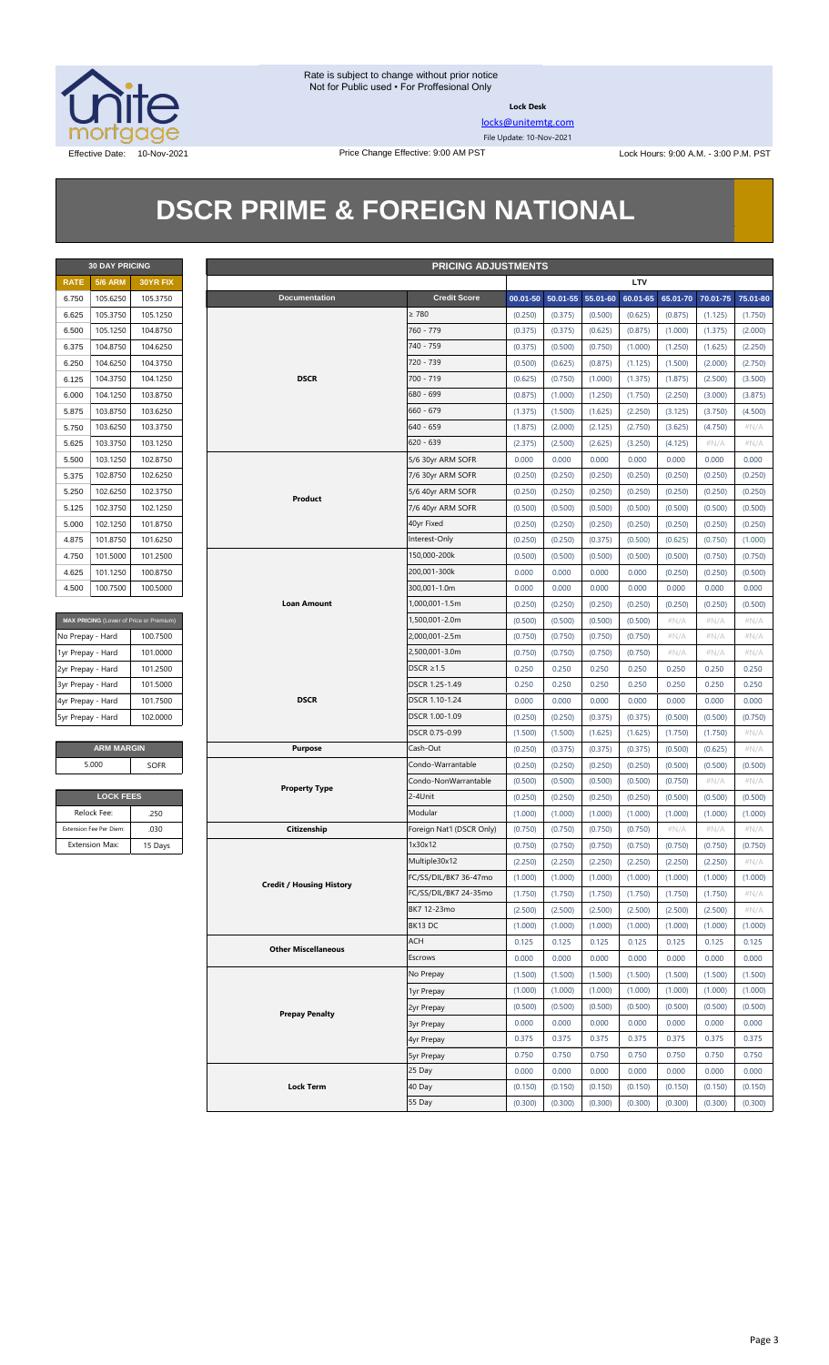Rate is subject to change without prior notice
Not for Public used • For Proffesional Only

**Lock Desk**

locks@unitemtg.com

File Update: 10-Nov-2021

Effective Date: 10-Nov-2021

Price Change Effective: 9:00 AM PST

Lock Hours: 9:00 A.M. - 3:00 P.M. PST

# DSCR PRIME & FOREIGN NATIONAL

| 30 DAY PRICING | | |
|---|---|---|
| RATE | 5/6 ARM | 30YR FIX |
| 6.750 | 105.6250 | 105.3750 |
| 6.625 | 105.3750 | 105.1250 |
| 6.500 | 105.1250 | 104.8750 |
| 6.375 | 104.8750 | 104.6250 |
| 6.250 | 104.6250 | 104.3750 |
| 6.125 | 104.3750 | 104.1250 |
| 6.000 | 104.1250 | 103.8750 |
| 5.875 | 103.8750 | 103.6250 |
| 5.750 | 103.6250 | 103.3750 |
| 5.625 | 103.3750 | 103.1250 |
| 5.500 | 103.1250 | 102.8750 |
| 5.375 | 102.8750 | 102.6250 |
| 5.250 | 102.6250 | 102.3750 |
| 5.125 | 102.3750 | 102.1250 |
| 5.000 | 102.1250 | 101.8750 |
| 4.875 | 101.8750 | 101.6250 |
| 4.750 | 101.5000 | 101.2500 |
| 4.625 | 101.1250 | 100.8750 |
| 4.500 | 100.7500 | 100.5000 |

| MAX PRICING (Lower of Price or Premium) | |
|---|---|
| No Prepay - Hard | 100.7500 |
| 1yr Prepay - Hard | 101.0000 |
| 2yr Prepay - Hard | 101.2500 |
| 3yr Prepay - Hard | 101.5000 |
| 4yr Prepay - Hard | 101.7500 |
| 5yr Prepay - Hard | 102.0000 |

| ARM MARGIN | |
|---|---|
| 5.000 | SOFR |

| LOCK FEES | |
|---|---|
| Relock Fee: | .250 |
| Extension Fee Per Diem: | .030 |
| Extension Max: | 15 Days |

| PRICING ADJUSTMENTS | | | | | | | | |
|---|---|---|---|---|---|---|---|---|
| | | LTV | | | | | | |
| Documentation | Credit Score | 00.01-50 | 50.01-55 | 55.01-60 | 60.01-65 | 65.01-70 | 70.01-75 | 75.01-80 |
| DSCR | ≥ 780 | (0.250) | (0.375) | (0.500) | (0.625) | (0.875) | (1.125) | (1.750) |
| | 760 - 779 | (0.375) | (0.375) | (0.625) | (0.875) | (1.000) | (1.375) | (2.000) |
| | 740 - 759 | (0.375) | (0.500) | (0.750) | (1.000) | (1.250) | (1.625) | (2.250) |
| | 720 - 739 | (0.500) | (0.625) | (0.875) | (1.125) | (1.500) | (2.000) | (2.750) |
| | 700 - 719 | (0.625) | (0.750) | (1.000) | (1.375) | (1.875) | (2.500) | (3.500) |
| | 680 - 699 | (0.875) | (1.000) | (1.250) | (1.750) | (2.250) | (3.000) | (3.875) |
| | 660 - 679 | (1.375) | (1.500) | (1.625) | (2.250) | (3.125) | (3.750) | (4.500) |
| | 640 - 659 | (1.875) | (2.000) | (2.125) | (2.750) | (3.625) | (4.750) | #N/A |
| | 620 - 639 | (2.375) | (2.500) | (2.625) | (3.250) | (4.125) | #N/A | #N/A |
| Product | 5/6 30yr ARM SOFR | 0.000 | 0.000 | 0.000 | 0.000 | 0.000 | 0.000 | 0.000 |
| | 7/6 30yr ARM SOFR | (0.250) | (0.250) | (0.250) | (0.250) | (0.250) | (0.250) | (0.250) |
| | 5/6 40yr ARM SOFR | (0.250) | (0.250) | (0.250) | (0.250) | (0.250) | (0.250) | (0.250) |
| | 7/6 40yr ARM SOFR | (0.500) | (0.500) | (0.500) | (0.500) | (0.500) | (0.500) | (0.500) |
| | 40yr Fixed | (0.250) | (0.250) | (0.250) | (0.250) | (0.250) | (0.250) | (0.250) |
| | Interest-Only | (0.250) | (0.250) | (0.375) | (0.500) | (0.625) | (0.750) | (1.000) |
| Loan Amount | 150,000-200k | (0.500) | (0.500) | (0.500) | (0.500) | (0.500) | (0.750) | (0.750) |
| | 200,001-300k | 0.000 | 0.000 | 0.000 | 0.000 | (0.250) | (0.250) | (0.500) |
| | 300,001-1.0m | 0.000 | 0.000 | 0.000 | 0.000 | 0.000 | 0.000 | 0.000 |
| | 1,000,001-1.5m | (0.250) | (0.250) | (0.250) | (0.250) | (0.250) | (0.250) | (0.500) |
| | 1,500,001-2.0m | (0.500) | (0.500) | (0.500) | (0.500) | #N/A | #N/A | #N/A |
| | 2,000,001-2.5m | (0.750) | (0.750) | (0.750) | (0.750) | #N/A | #N/A | #N/A |
| | 2,500,001-3.0m | (0.750) | (0.750) | (0.750) | (0.750) | #N/A | #N/A | #N/A |
| DSCR | DSCR ≥1.5 | 0.250 | 0.250 | 0.250 | 0.250 | 0.250 | 0.250 | 0.250 |
| | DSCR 1.25-1.49 | 0.250 | 0.250 | 0.250 | 0.250 | 0.250 | 0.250 | 0.250 |
| | DSCR 1.10-1.24 | 0.000 | 0.000 | 0.000 | 0.000 | 0.000 | 0.000 | 0.000 |
| | DSCR 1.00-1.09 | (0.250) | (0.250) | (0.375) | (0.375) | (0.500) | (0.500) | (0.750) |
| | DSCR 0.75-0.99 | (1.500) | (1.500) | (1.625) | (1.625) | (1.750) | (1.750) | #N/A |
| Purpose | Cash-Out | (0.250) | (0.375) | (0.375) | (0.375) | (0.500) | (0.625) | #N/A |
| Property Type | Condo-Warrantable | (0.250) | (0.250) | (0.250) | (0.250) | (0.500) | (0.500) | (0.500) |
| | Condo-NonWarrantable | (0.500) | (0.500) | (0.500) | (0.500) | (0.750) | #N/A | #N/A |
| | 2-4Unit | (0.250) | (0.250) | (0.250) | (0.250) | (0.500) | (0.500) | (0.500) |
| | Modular | (1.000) | (1.000) | (1.000) | (1.000) | (1.000) | (1.000) | (1.000) |
| Citizenship | Foreign Nat'l (DSCR Only) | (0.750) | (0.750) | (0.750) | (0.750) | #N/A | #N/A | #N/A |
| Credit / Housing History | 1x30x12 | (0.750) | (0.750) | (0.750) | (0.750) | (0.750) | (0.750) | (0.750) |
| | Multiple30x12 | (2.250) | (2.250) | (2.250) | (2.250) | (2.250) | (2.250) | #N/A |
| | FC/SS/DIL/BK7 36-47mo | (1.000) | (1.000) | (1.000) | (1.000) | (1.000) | (1.000) | (1.000) |
| | FC/SS/DIL/BK7 24-35mo | (1.750) | (1.750) | (1.750) | (1.750) | (1.750) | (1.750) | #N/A |
| | BK7 12-23mo | (2.500) | (2.500) | (2.500) | (2.500) | (2.500) | (2.500) | #N/A |
| | BK13 DC | (1.000) | (1.000) | (1.000) | (1.000) | (1.000) | (1.000) | (1.000) |
| Other Miscellaneous | ACH | 0.125 | 0.125 | 0.125 | 0.125 | 0.125 | 0.125 | 0.125 |
| | Escrows | 0.000 | 0.000 | 0.000 | 0.000 | 0.000 | 0.000 | 0.000 |
| Prepay Penalty | No Prepay | (1.500) | (1.500) | (1.500) | (1.500) | (1.500) | (1.500) | (1.500) |
| | 1yr Prepay | (1.000) | (1.000) | (1.000) | (1.000) | (1.000) | (1.000) | (1.000) |
| | 2yr Prepay | (0.500) | (0.500) | (0.500) | (0.500) | (0.500) | (0.500) | (0.500) |
| | 3yr Prepay | 0.000 | 0.000 | 0.000 | 0.000 | 0.000 | 0.000 | 0.000 |
| | 4yr Prepay | 0.375 | 0.375 | 0.375 | 0.375 | 0.375 | 0.375 | 0.375 |
| | 5yr Prepay | 0.750 | 0.750 | 0.750 | 0.750 | 0.750 | 0.750 | 0.750 |
| Lock Term | 25 Day | 0.000 | 0.000 | 0.000 | 0.000 | 0.000 | 0.000 | 0.000 |
| | 40 Day | (0.150) | (0.150) | (0.150) | (0.150) | (0.150) | (0.150) | (0.150) |
| | 55 Day | (0.300) | (0.300) | (0.300) | (0.300) | (0.300) | (0.300) | (0.300) |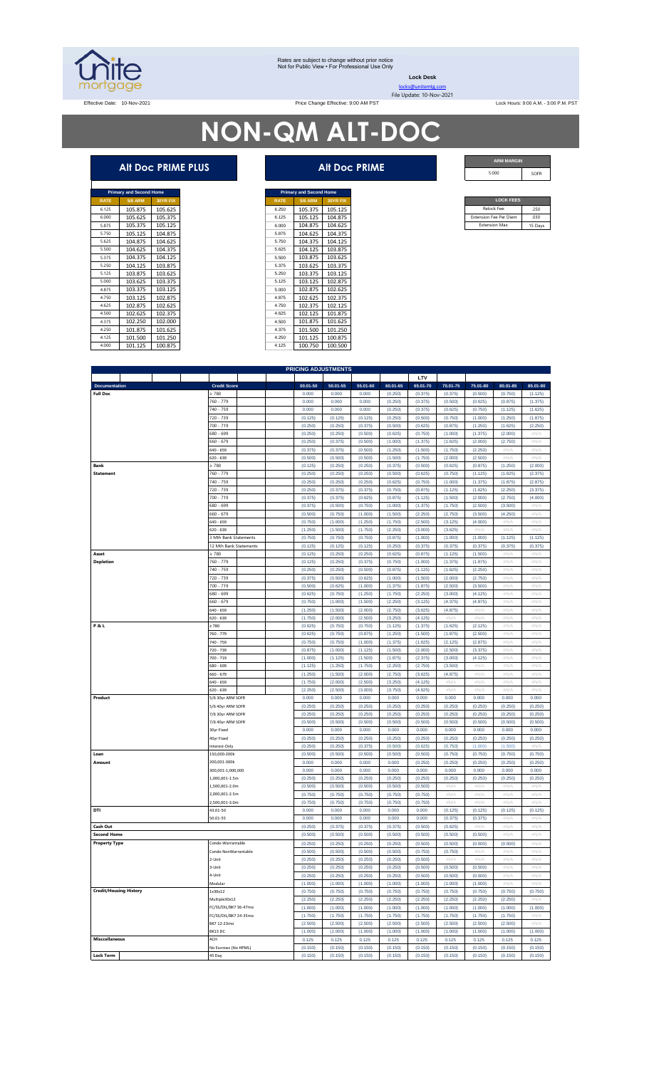Rates are subject to change without prior notice
Not for Public View • For Professional Use Only

**Lock Desk**

locks@unitemtg.com

File Update: 10-Nov-2021

Effective Date: 10-Nov-2021 | Price Change Effective: 9:00 AM PST | Lock Hours: 9:00 A.M. - 3:00 P.M. PST

# NON-QM ALT-DOC

## Alt Doc PRIME PLUS

| Primary and Second Home | | |
|---|---|---|
| RATE | 5/6 ARM | 30YR FIX |
| 6.125 | 105.875 | 105.625 |
| 6.000 | 105.625 | 105.375 |
| 5.875 | 105.375 | 105.125 |
| 5.750 | 105.125 | 104.875 |
| 5.625 | 104.875 | 104.625 |
| 5.500 | 104.625 | 104.375 |
| 5.375 | 104.375 | 104.125 |
| 5.250 | 104.125 | 103.875 |
| 5.125 | 103.875 | 103.625 |
| 5.000 | 103.625 | 103.375 |
| 4.875 | 103.375 | 103.125 |
| 4.750 | 103.125 | 102.875 |
| 4.625 | 102.875 | 102.625 |
| 4.500 | 102.625 | 102.375 |
| 4.375 | 102.250 | 102.000 |
| 4.250 | 101.875 | 101.625 |
| 4.125 | 101.500 | 101.250 |
| 4.000 | 101.125 | 100.875 |

## Alt Doc PRIME

| Primary and Second Home | | |
|---|---|---|
| RATE | 5/6 ARM | 30YR FIX |
| 6.250 | 105.375 | 105.125 |
| 6.125 | 105.125 | 104.875 |
| 6.000 | 104.875 | 104.625 |
| 5.875 | 104.625 | 104.375 |
| 5.750 | 104.375 | 104.125 |
| 5.625 | 104.125 | 103.875 |
| 5.500 | 103.875 | 103.625 |
| 5.375 | 103.625 | 103.375 |
| 5.250 | 103.375 | 103.125 |
| 5.125 | 103.125 | 102.875 |
| 5.000 | 102.875 | 102.625 |
| 4.875 | 102.625 | 102.375 |
| 4.750 | 102.375 | 102.125 |
| 4.625 | 102.125 | 101.875 |
| 4.500 | 101.875 | 101.625 |
| 4.375 | 101.500 | 101.250 |
| 4.250 | 101.125 | 100.875 |
| 4.125 | 100.750 | 100.500 |

| ARM MARGIN | |
|---|---|
| 5.000 | SOFR |

| LOCK FEES | |
|---|---|
| Relock Fee: | .250 |
| Extension Fee Per Diem | .030 |
| Extension Max: | 15 Days |

| PRICING ADJUSTMENTS | | | | | | | | | | |
|---|---|---|---|---|---|---|---|---|---|---|
| | | LTV | | | | | | | | |
| Documentation | Credit Score | 00.01-50 | 50.01-55 | 55.01-60 | 60.01-65 | 65.01-70 | 70.01-75 | 75.01-80 | 80.01-85 | 85.01-90 |
| Full Doc | ≥ 780 | 0.000 | 0.000 | 0.000 | (0.250) | (0.375) | (0.375) | (0.500) | (0.750) | (1.125) |
| | 760 - 779 | 0.000 | 0.000 | 0.000 | (0.250) | (0.375) | (0.500) | (0.625) | (0.875) | (1.375) |
| | 740 - 759 | 0.000 | 0.000 | 0.000 | (0.250) | (0.375) | (0.625) | (0.750) | (1.125) | (1.625) |
| | 720 - 739 | (0.125) | (0.125) | (0.125) | (0.250) | (0.500) | (0.750) | (1.000) | (1.250) | (1.875) |
| | 700 - 719 | (0.250) | (0.250) | (0.375) | (0.500) | (0.625) | (0.875) | (1.250) | (1.625) | (2.250) |
| | 680 - 699 | (0.250) | (0.250) | (0.500) | (0.625) | (0.750) | (1.000) | (1.375) | (2.000) | #N/A |
| | 660 - 679 | (0.250) | (0.375) | (0.500) | (1.000) | (1.375) | (1.625) | (2.000) | (2.750) | #N/A |
| | 640 - 659 | (0.375) | (0.375) | (0.500) | (1.250) | (1.500) | (1.750) | (2.250) | #N/A | #N/A |
| | 620 - 639 | (0.500) | (0.500) | (0.500) | (1.500) | (1.750) | (2.000) | (2.500) | #N/A | #N/A |
| Bank Statement | ≥ 780 | (0.125) | (0.250) | (0.250) | (0.375) | (0.500) | (0.625) | (0.875) | (1.250) | (2.000) |
| | 760 - 779 | (0.250) | (0.250) | (0.250) | (0.500) | (0.625) | (0.750) | (1.125) | (1.625) | (2.375) |
| | 740 - 759 | (0.250) | (0.250) | (0.250) | (0.625) | (0.750) | (1.000) | (1.375) | (1.875) | (2.875) |
| | 720 - 739 | (0.250) | (0.375) | (0.375) | (0.750) | (0.875) | (1.125) | (1.625) | (2.250) | (3.375) |
| | 700 - 719 | (0.375) | (0.375) | (0.625) | (0.875) | (1.125) | (1.500) | (2.000) | (2.750) | (4.000) |
| | 680 - 699 | (0.375) | (0.500) | (0.750) | (1.000) | (1.375) | (1.750) | (2.500) | (3.500) | #N/A |
| | 660 - 679 | (0.500) | (0.750) | (1.000) | (1.500) | (2.250) | (2.750) | (3.500) | (4.250) | #N/A |
| | 640 - 659 | (0.750) | (1.000) | (1.250) | (1.750) | (2.500) | (3.125) | (4.000) | #N/A | #N/A |
| | 620 - 639 | (1.250) | (1.500) | (1.750) | (2.250) | (3.000) | (3.625) | #N/A | #N/A | #N/A |
| | 3 Mth Bank Statements | (0.750) | (0.750) | (0.750) | (0.875) | (1.000) | (1.000) | (1.000) | (1.125) | (1.125) |
| | 12 Mth Bank Statements | (0.125) | (0.125) | (0.125) | (0.250) | (0.375) | (0.375) | (0.375) | (0.375) | (0.375) |
| Asset Depletion | ≥ 780 | (0.125) | (0.250) | (0.250) | (0.625) | (0.875) | (1.125) | (1.500) | #N/A | #N/A |
| | 760 - 779 | (0.125) | (0.250) | (0.375) | (0.750) | (1.000) | (1.375) | (1.875) | #N/A | #N/A |
| | 740 - 759 | (0.250) | (0.250) | (0.500) | (0.875) | (1.125) | (1.625) | (2.250) | #N/A | #N/A |
| | 720 - 739 | (0.375) | (0.500) | (0.625) | (1.000) | (1.500) | (2.000) | (2.750) | #N/A | #N/A |
| | 700 - 719 | (0.500) | (0.625) | (1.000) | (1.375) | (1.875) | (2.500) | (3.500) | #N/A | #N/A |
| | 680 - 699 | (0.625) | (0.750) | (1.250) | (1.750) | (2.250) | (3.000) | (4.125) | #N/A | #N/A |
| | 660 - 679 | (0.750) | (1.000) | (1.500) | (2.250) | (3.125) | (4.375) | (4.875) | #N/A | #N/A |
| | 640 - 659 | (1.250) | (1.500) | (2.000) | (2.750) | (3.625) | (4.875) | #N/A | #N/A | #N/A |
| | 620 - 639 | (1.750) | (2.000) | (2.500) | (3.250) | (4.125) | #N/A | #N/A | #N/A | #N/A |
| P & L | ≥ 780 | (0.625) | (0.750) | (0.750) | (1.125) | (1.375) | (1.625) | (2.125) | #N/A | #N/A |
| | 760 - 779 | (0.625) | (0.750) | (0.875) | (1.250) | (1.500) | (1.875) | (2.500) | #N/A | #N/A |
| | 740 - 759 | (0.750) | (0.750) | (1.000) | (1.375) | (1.625) | (2.125) | (2.875) | #N/A | #N/A |
| | 720 - 739 | (0.875) | (1.000) | (1.125) | (1.500) | (2.000) | (2.500) | (3.375) | #N/A | #N/A |
| | 700 - 719 | (1.000) | (1.125) | (1.500) | (1.875) | (2.375) | (3.000) | (4.125) | #N/A | #N/A |
| | 680 - 699 | (1.125) | (1.250) | (1.750) | (2.250) | (2.750) | (3.500) | #N/A | #N/A | #N/A |
| | 660 - 679 | (1.250) | (1.500) | (2.000) | (2.750) | (3.625) | (4.875) | #N/A | #N/A | #N/A |
| | 640 - 659 | (1.750) | (2.000) | (2.500) | (3.250) | (4.125) | #N/A | #N/A | #N/A | #N/A |
| | 620 - 639 | (2.250) | (2.500) | (3.000) | (3.750) | (4.625) | #N/A | #N/A | #N/A | #N/A |
| Product | 5/6 30yr ARM SOFR | 0.000 | 0.000 | 0.000 | 0.000 | 0.000 | 0.000 | 0.000 | 0.000 | 0.000 |
| | 5/6 40yr ARM SOFR | (0.250) | (0.250) | (0.250) | (0.250) | (0.250) | (0.250) | (0.250) | (0.250) | (0.250) |
| | 7/6 30yr ARM SOFR | (0.250) | (0.250) | (0.250) | (0.250) | (0.250) | (0.250) | (0.250) | (0.250) | (0.250) |
| | 7/6 40yr ARM SOFR | (0.500) | (0.500) | (0.500) | (0.500) | (0.500) | (0.500) | (0.500) | (0.500) | (0.500) |
| | 30yr Fixed | 0.000 | 0.000 | 0.000 | 0.000 | 0.000 | 0.000 | 0.000 | 0.000 | 0.000 |
| | 40yr Fixed | (0.250) | (0.250) | (0.250) | (0.250) | (0.250) | (0.250) | (0.250) | (0.250) | (0.250) |
| | Interest-Only | (0.250) | (0.250) | (0.375) | (0.500) | (0.625) | (0.750) | (1.000) | (1.500) | #N/A |
| Loan Amount | 150,000-200k | (0.500) | (0.500) | (0.500) | (0.500) | (0.500) | (0.750) | (0.750) | (0.750) | (0.750) |
| | 200,001-300k | 0.000 | 0.000 | 0.000 | 0.000 | (0.250) | (0.250) | (0.250) | (0.250) | (0.250) |
| | 300,001-1,000,000 | 0.000 | 0.000 | 0.000 | 0.000 | 0.000 | 0.000 | 0.000 | 0.000 | 0.000 |
| | 1,000,001-1.5m | (0.250) | (0.250) | (0.250) | (0.250) | (0.250) | (0.250) | (0.250) | (0.250) | (0.250) |
| | 1,500,001-2.0m | (0.500) | (0.500) | (0.500) | (0.500) | (0.500) | #N/A | #N/A | #N/A | #N/A |
| | 2,000,001-2.5m | (0.750) | (0.750) | (0.750) | (0.750) | (0.750) | #N/A | #N/A | #N/A | #N/A |
| | 2,500,001-3.0m | (0.750) | (0.750) | (0.750) | (0.750) | (0.750) | #N/A | #N/A | #N/A | #N/A |
| DTI | 43.01-50 | 0.000 | 0.000 | 0.000 | 0.000 | 0.000 | (0.125) | (0.125) | (0.125) | (0.125) |
| | 50.01-55 | 0.000 | 0.000 | 0.000 | 0.000 | 0.000 | (0.375) | (0.375) | #N/A | #N/A |
| Cash Out | | (0.250) | (0.375) | (0.375) | (0.375) | (0.500) | (0.625) | #N/A | #N/A | #N/A |
| Second Home | | (0.500) | (0.500) | (0.500) | (0.500) | (0.500) | (0.500) | (0.500) | #N/A | #N/A |
| Property Type | Condo-Warrantable | (0.250) | (0.250) | (0.250) | (0.250) | (0.500) | (0.500) | (0.500) | (0.500) | #N/A |
| | Condo-NonWarrantable | (0.500) | (0.500) | (0.500) | (0.500) | (0.750) | (0.750) | #N/A | #N/A | #N/A |
| | 2-Unit | (0.250) | (0.250) | (0.250) | (0.250) | (0.500) | #N/A | #N/A | #N/A | #N/A |
| | 3-Unit | (0.250) | (0.250) | (0.250) | (0.250) | (0.500) | (0.500) | (0.500) | #N/A | #N/A |
| | 4-Unit | (0.250) | (0.250) | (0.250) | (0.250) | (0.500) | (0.500) | (0.500) | #N/A | #N/A |
| | Modular | (1.000) | (1.000) | (1.000) | (1.000) | (1.000) | (1.000) | (1.000) | #N/A | #N/A |
| Credit/Housing History | 1x30x12 | (0.750) | (0.750) | (0.750) | (0.750) | (0.750) | (0.750) | (0.750) | (0.750) | (0.750) |
| | Multiple30x12 | (2.250) | (2.250) | (2.250) | (2.250) | (2.250) | (2.250) | (2.250) | (2.250) | #N/A |
| | FC/SS/DIL/BK7 36-47mo | (1.000) | (1.000) | (1.000) | (1.000) | (1.000) | (1.000) | (1.000) | (1.000) | (1.000) |
| | FC/SS/DIL/BK7 24-35mo | (1.750) | (1.750) | (1.750) | (1.750) | (1.750) | (1.750) | (1.750) | (1.750) | #N/A |
| | BK7 12-23mo | (2.500) | (2.500) | (2.500) | (2.500) | (2.500) | (2.500) | (2.500) | (2.500) | #N/A |
| | BK13 DC | (1.000) | (1.000) | (1.000) | (1.000) | (1.000) | (1.000) | (1.000) | (1.000) | (1.000) |
| Misccellaneous | ACH | 0.125 | 0.125 | 0.125 | 0.125 | 0.125 | 0.125 | 0.125 | 0.125 | 0.125 |
| | No Escrows (No HPML) | (0.150) | (0.150) | (0.150) | (0.150) | (0.150) | (0.150) | (0.150) | (0.150) | (0.150) |
| Lock Term | 45 Day | (0.150) | (0.150) | (0.150) | (0.150) | (0.150) | (0.150) | (0.150) | (0.150) | (0.150) |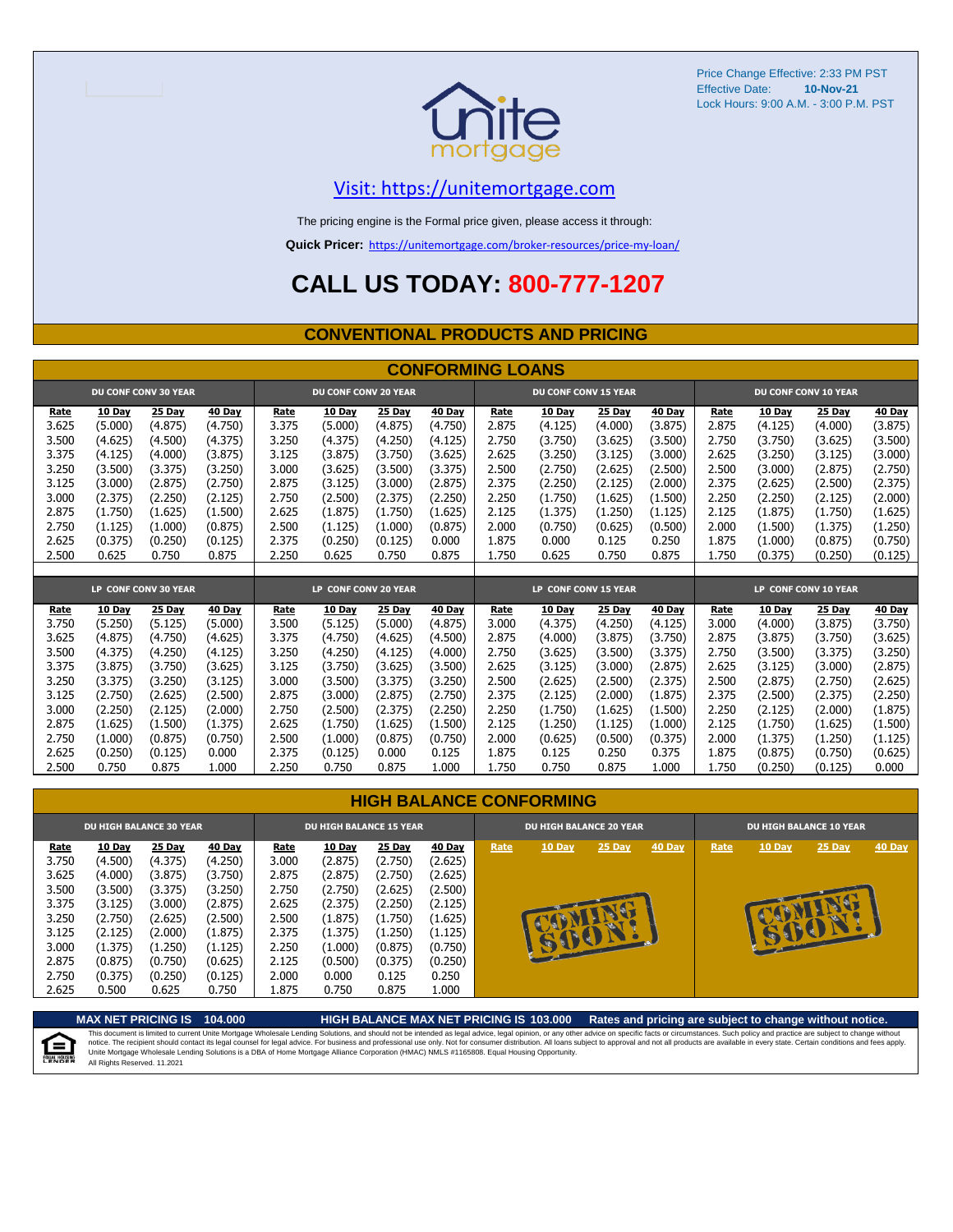Price Change Effective: 2:33 PM PST
Effective Date: **10-Nov-21**
Lock Hours: 9:00 A.M. - 3:00 P.M. PST

[Visit: https://unitemortgage.com](https://unitemortgage.com)

The pricing engine is the Formal price given, please access it through:

**Quick Pricer:** https://unitemortgage.com/broker-resources/price-my-loan/

# CALL US TODAY: 800-777-1207

## CONVENTIONAL PRODUCTS AND PRICING

### CONFORMING LOANS

| DU CONF CONV 30 YEAR | | | | DU CONF CONV 20 YEAR | | | | DU CONF CONV 15 YEAR | | | | DU CONF CONV 10 YEAR | | | |
|---|---|---|---|---|---|---|---|---|---|---|---|---|---|---|---|
| Rate | 10 Day | 25 Day | 40 Day | Rate | 10 Day | 25 Day | 40 Day | Rate | 10 Day | 25 Day | 40 Day | Rate | 10 Day | 25 Day | 40 Day |
| 3.625 | (5.000) | (4.875) | (4.750) | 3.375 | (5.000) | (4.875) | (4.750) | 2.875 | (4.125) | (4.000) | (3.875) | 2.875 | (4.125) | (4.000) | (3.875) |
| 3.500 | (4.625) | (4.500) | (4.375) | 3.250 | (4.375) | (4.250) | (4.125) | 2.750 | (3.750) | (3.625) | (3.500) | 2.750 | (3.750) | (3.625) | (3.500) |
| 3.375 | (4.125) | (4.000) | (3.875) | 3.125 | (3.875) | (3.750) | (3.625) | 2.625 | (3.250) | (3.125) | (3.000) | 2.625 | (3.250) | (3.125) | (3.000) |
| 3.250 | (3.500) | (3.375) | (3.250) | 3.000 | (3.625) | (3.500) | (3.375) | 2.500 | (2.750) | (2.625) | (2.500) | 2.500 | (3.000) | (2.875) | (2.750) |
| 3.125 | (3.000) | (2.875) | (2.750) | 2.875 | (3.125) | (3.000) | (2.875) | 2.375 | (2.250) | (2.125) | (2.000) | 2.375 | (2.625) | (2.500) | (2.375) |
| 3.000 | (2.375) | (2.250) | (2.125) | 2.750 | (2.500) | (2.375) | (2.250) | 2.250 | (1.750) | (1.625) | (1.500) | 2.250 | (2.250) | (2.125) | (2.000) |
| 2.875 | (1.750) | (1.625) | (1.500) | 2.625 | (1.875) | (1.750) | (1.625) | 2.125 | (1.375) | (1.250) | (1.125) | 2.125 | (1.875) | (1.750) | (1.625) |
| 2.750 | (1.125) | (1.000) | (0.875) | 2.500 | (1.125) | (1.000) | (0.875) | 2.000 | (0.750) | (0.625) | (0.500) | 2.000 | (1.500) | (1.375) | (1.250) |
| 2.625 | (0.375) | (0.250) | (0.125) | 2.375 | (0.250) | (0.125) | 0.000 | 1.875 | 0.000 | 0.125 | 0.250 | 1.875 | (1.000) | (0.875) | (0.750) |
| 2.500 | 0.625 | 0.750 | 0.875 | 2.250 | 0.625 | 0.750 | 0.875 | 1.750 | 0.625 | 0.750 | 0.875 | 1.750 | (0.375) | (0.250) | (0.125) |

| LP CONF CONV 30 YEAR | | | | LP CONF CONV 20 YEAR | | | | LP CONF CONV 15 YEAR | | | | LP CONF CONV 10 YEAR | | | |
|---|---|---|---|---|---|---|---|---|---|---|---|---|---|---|---|
| Rate | 10 Day | 25 Day | 40 Day | Rate | 10 Day | 25 Day | 40 Day | Rate | 10 Day | 25 Day | 40 Day | Rate | 10 Day | 25 Day | 40 Day |
| 3.750 | (5.250) | (5.125) | (5.000) | 3.500 | (5.125) | (5.000) | (4.875) | 3.000 | (4.375) | (4.250) | (4.125) | 3.000 | (4.000) | (3.875) | (3.750) |
| 3.625 | (4.875) | (4.750) | (4.625) | 3.375 | (4.750) | (4.625) | (4.500) | 2.875 | (4.000) | (3.875) | (3.750) | 2.875 | (3.875) | (3.750) | (3.625) |
| 3.500 | (4.375) | (4.250) | (4.125) | 3.250 | (4.250) | (4.125) | (4.000) | 2.750 | (3.625) | (3.500) | (3.375) | 2.750 | (3.500) | (3.375) | (3.250) |
| 3.375 | (3.875) | (3.750) | (3.625) | 3.125 | (3.750) | (3.625) | (3.500) | 2.625 | (3.125) | (3.000) | (2.875) | 2.625 | (3.125) | (3.000) | (2.875) |
| 3.250 | (3.375) | (3.250) | (3.125) | 3.000 | (3.500) | (3.375) | (3.250) | 2.500 | (2.625) | (2.500) | (2.375) | 2.500 | (2.875) | (2.750) | (2.625) |
| 3.125 | (2.750) | (2.625) | (2.500) | 2.875 | (3.000) | (2.875) | (2.750) | 2.375 | (2.125) | (2.000) | (1.875) | 2.375 | (2.500) | (2.375) | (2.250) |
| 3.000 | (2.250) | (2.125) | (2.000) | 2.750 | (2.500) | (2.375) | (2.250) | 2.250 | (1.750) | (1.625) | (1.500) | 2.250 | (2.125) | (2.000) | (1.875) |
| 2.875 | (1.625) | (1.500) | (1.375) | 2.625 | (1.750) | (1.625) | (1.500) | 2.125 | (1.250) | (1.125) | (1.000) | 2.125 | (1.750) | (1.625) | (1.500) |
| 2.750 | (1.000) | (0.875) | (0.750) | 2.500 | (1.000) | (0.875) | (0.750) | 2.000 | (0.625) | (0.500) | (0.375) | 2.000 | (1.375) | (1.250) | (1.125) |
| 2.625 | (0.250) | (0.125) | 0.000 | 2.375 | (0.125) | 0.000 | 0.125 | 1.875 | 0.125 | 0.250 | 0.375 | 1.875 | (0.875) | (0.750) | (0.625) |
| 2.500 | 0.750 | 0.875 | 1.000 | 2.250 | 0.750 | 0.875 | 1.000 | 1.750 | 0.750 | 0.875 | 1.000 | 1.750 | (0.250) | (0.125) | 0.000 |

### HIGH BALANCE CONFORMING

| DU HIGH BALANCE 30 YEAR | | | | DU HIGH BALANCE 15 YEAR | | | | DU HIGH BALANCE 20 YEAR | | | | DU HIGH BALANCE 10 YEAR | | | |
|---|---|---|---|---|---|---|---|---|---|---|---|---|---|---|---|
| Rate | 10 Day | 25 Day | 40 Day | Rate | 10 Day | 25 Day | 40 Day | Rate | 10 Day | 25 Day | 40 Day | Rate | 10 Day | 25 Day | 40 Day |
| 3.750 | (4.500) | (4.375) | (4.250) | 3.000 | (2.875) | (2.750) | (2.625) | COMING SOON! | | | | COMING SOON! | | | |
| 3.625 | (4.000) | (3.875) | (3.750) | 2.875 | (2.875) | (2.750) | (2.625) | | | | | | | | |
| 3.500 | (3.500) | (3.375) | (3.250) | 2.750 | (2.750) | (2.625) | (2.500) | | | | | | | | |
| 3.375 | (3.125) | (3.000) | (2.875) | 2.625 | (2.375) | (2.250) | (2.125) | | | | | | | | |
| 3.250 | (2.750) | (2.625) | (2.500) | 2.500 | (1.875) | (1.750) | (1.625) | | | | | | | | |
| 3.125 | (2.125) | (2.000) | (1.875) | 2.375 | (1.375) | (1.250) | (1.125) | | | | | | | | |
| 3.000 | (1.375) | (1.250) | (1.125) | 2.250 | (1.000) | (0.875) | (0.750) | | | | | | | | |
| 2.875 | (0.875) | (0.750) | (0.625) | 2.125 | (0.500) | (0.375) | (0.250) | | | | | | | | |
| 2.750 | (0.375) | (0.250) | (0.125) | 2.000 | 0.000 | 0.125 | 0.250 | | | | | | | | |
| 2.625 | 0.500 | 0.625 | 0.750 | 1.875 | 0.750 | 0.875 | 1.000 | | | | | | | | |

**MAX NET PRICING IS 104.000** **HIGH BALANCE MAX NET PRICING IS 103.000** **Rates and pricing are subject to change without notice.**

This document is limited to current Unite Mortgage Wholesale Lending Solutions, and should not be intended as legal advice, legal opinion, or any other advice on specific facts or circumstances. Such policy and practice are subject to change without notice. The recipient should contact its legal counsel for legal advice. For business and professional use only. Not for consumer distribution. All loans subject to approval and not all products are available in every state. Certain conditions and fees apply. Unite Mortgage Wholesale Lending Solutions is a DBA of Home Mortgage Alliance Corporation (HMAC) NMLS #1165808. Equal Housing Opportunity.
All Rights Reserved. 11.2021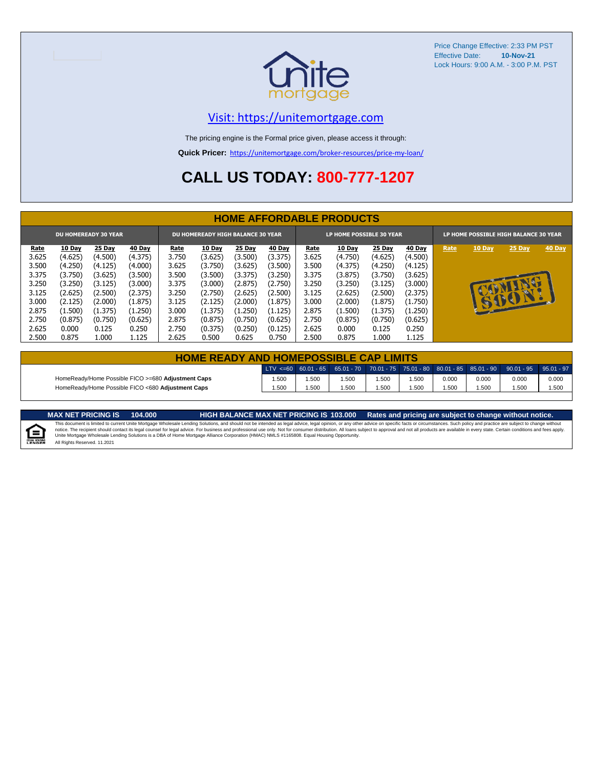Price Change Effective: 2:33 PM PST
Effective Date: **10-Nov-21**
Lock Hours: 9:00 A.M. - 3:00 P.M. PST

[Visit: https://unitemortgage.com](https://unitemortgage.com)

The pricing engine is the Formal price given, please access it through:

**Quick Pricer:** https://unitemortgage.com/broker-resources/price-my-loan/

# CALL US TODAY: 800-777-1207

## HOME AFFORDABLE PRODUCTS

| DU HOMEREADY 30 YEAR | | | | DU HOMEREADY HIGH BALANCE 30 YEAR | | | | LP HOME POSSIBLE 30 YEAR | | | | LP HOME POSSIBLE HIGH BALANCE 30 YEAR | | | |
|---|---|---|---|---|---|---|---|---|---|---|---|---|---|---|---|
| Rate | 10 Day | 25 Day | 40 Day | Rate | 10 Day | 25 Day | 40 Day | Rate | 10 Day | 25 Day | 40 Day | Rate | 10 Day | 25 Day | 40 Day |
| 3.625 | (4.625) | (4.500) | (4.375) | 3.750 | (3.625) | (3.500) | (3.375) | 3.625 | (4.750) | (4.625) | (4.500) | COMING SOON! | | | |
| 3.500 | (4.250) | (4.125) | (4.000) | 3.625 | (3.750) | (3.625) | (3.500) | 3.500 | (4.375) | (4.250) | (4.125) | | | | |
| 3.375 | (3.750) | (3.625) | (3.500) | 3.500 | (3.500) | (3.375) | (3.250) | 3.375 | (3.875) | (3.750) | (3.625) | | | | |
| 3.250 | (3.250) | (3.125) | (3.000) | 3.375 | (3.000) | (2.875) | (2.750) | 3.250 | (3.250) | (3.125) | (3.000) | | | | |
| 3.125 | (2.625) | (2.500) | (2.375) | 3.250 | (2.750) | (2.625) | (2.500) | 3.125 | (2.625) | (2.500) | (2.375) | | | | |
| 3.000 | (2.125) | (2.000) | (1.875) | 3.125 | (2.125) | (2.000) | (1.875) | 3.000 | (2.000) | (1.875) | (1.750) | | | | |
| 2.875 | (1.500) | (1.375) | (1.250) | 3.000 | (1.375) | (1.250) | (1.125) | 2.875 | (1.500) | (1.375) | (1.250) | | | | |
| 2.750 | (0.875) | (0.750) | (0.625) | 2.875 | (0.875) | (0.750) | (0.625) | 2.750 | (0.875) | (0.750) | (0.625) | | | | |
| 2.625 | 0.000 | 0.125 | 0.250 | 2.750 | (0.375) | (0.250) | (0.125) | 2.625 | 0.000 | 0.125 | 0.250 | | | | |
| 2.500 | 0.875 | 1.000 | 1.125 | 2.625 | 0.500 | 0.625 | 0.750 | 2.500 | 0.875 | 1.000 | 1.125 | | | | |

## HOME READY AND HOMEPOSSIBLE CAP LIMITS

| | LTV <=60 | 60.01 - 65 | 65.01 - 70 | 70.01 - 75 | 75.01 - 80 | 80.01 - 85 | 85.01 - 90 | 90.01 - 95 | 95.01 - 97 |
|---|---|---|---|---|---|---|---|---|---|
| HomeReady/Home Possible FICO >=680 **Adjustment Caps** | 1.500 | 1.500 | 1.500 | 1.500 | 1.500 | 0.000 | 0.000 | 0.000 | 0.000 |
| HomeReady/Home Possible FICO <680 **Adjustment Caps** | 1.500 | 1.500 | 1.500 | 1.500 | 1.500 | 1.500 | 1.500 | 1.500 | 1.500 |

**MAX NET PRICING IS 104.000** **HIGH BALANCE MAX NET PRICING IS 103.000** **Rates and pricing are subject to change without notice.**

This document is limited to current Unite Mortgage Wholesale Lending Solutions, and should not be intended as legal advice, legal opinion, or any other advice on specific facts or circumstances. Such policy and practice are subject to change without notice. The recipient should contact its legal counsel for legal advice. For business and professional use only. Not for consumer distribution. All loans subject to approval and not all products are available in every state. Certain conditions and fees apply. Unite Mortgage Wholesale Lending Solutions is a DBA of Home Mortgage Alliance Corporation (HMAC) NMLS #1165808. Equal Housing Opportunity.
All Rights Reserved. 11.2021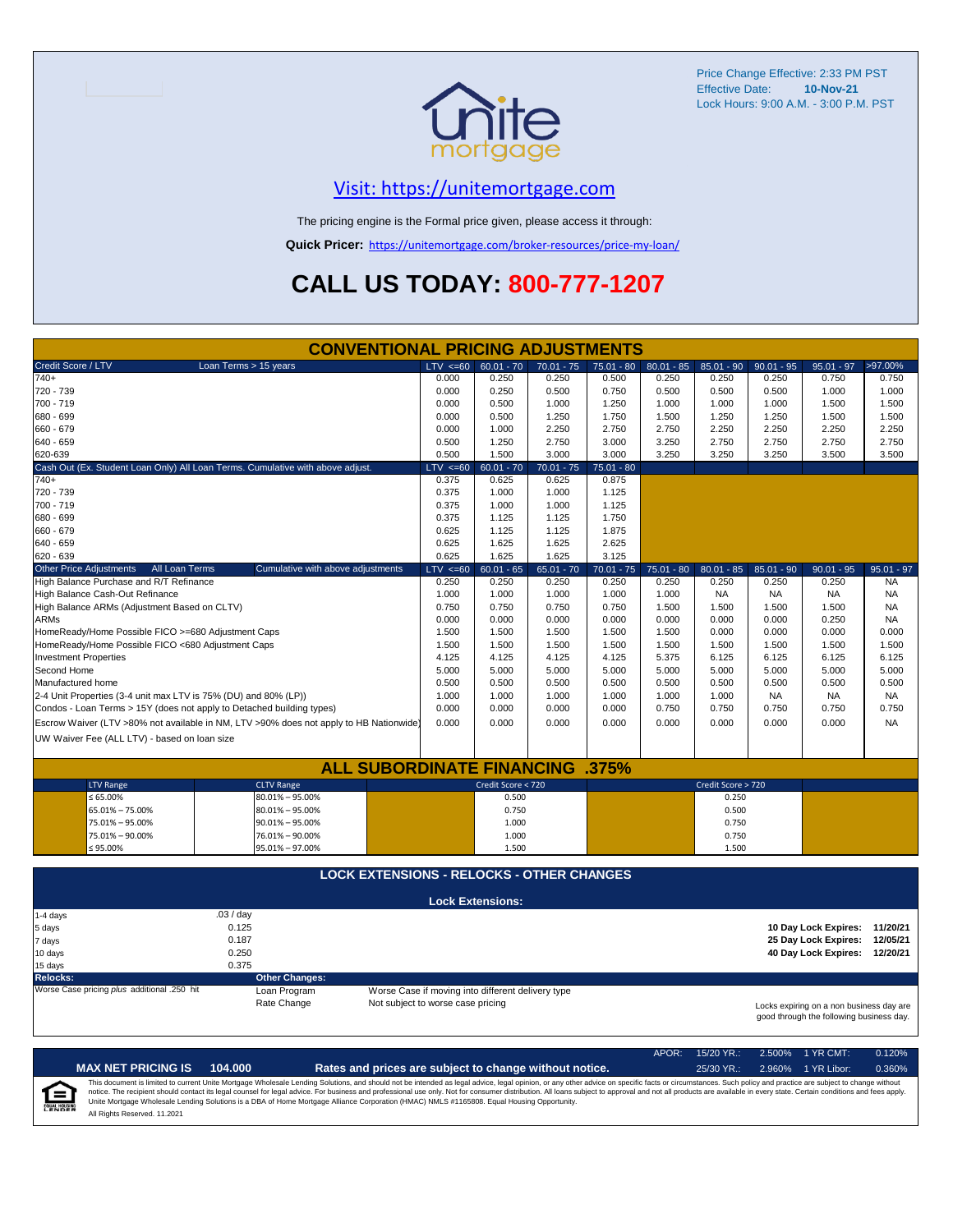Price Change Effective: 2:33 PM PST
Effective Date: **10-Nov-21**
Lock Hours: 9:00 A.M. - 3:00 P.M. PST

## Visit: https://unitemortgage.com

The pricing engine is the Formal price given, please access it through:

**Quick Pricer:** https://unitemortgage.com/broker-resources/price-my-loan/

# CALL US TODAY: 800-777-1207

## CONVENTIONAL PRICING ADJUSTMENTS

| Credit Score / LTV — Loan Terms > 15 years | LTV <=60 | 60.01 - 70 | 70.01 - 75 | 75.01 - 80 | 80.01 - 85 | 85.01 - 90 | 90.01 - 95 | 95.01 - 97 | >97.00% |
|---|---|---|---|---|---|---|---|---|---|
| 740+ | 0.000 | 0.250 | 0.250 | 0.500 | 0.250 | 0.250 | 0.250 | 0.750 | 0.750 |
| 720 - 739 | 0.000 | 0.250 | 0.500 | 0.750 | 0.500 | 0.500 | 0.500 | 1.000 | 1.000 |
| 700 - 719 | 0.000 | 0.500 | 1.000 | 1.250 | 1.000 | 1.000 | 1.000 | 1.500 | 1.500 |
| 680 - 699 | 0.000 | 0.500 | 1.250 | 1.750 | 1.500 | 1.250 | 1.250 | 1.500 | 1.500 |
| 660 - 679 | 0.000 | 1.000 | 2.250 | 2.750 | 2.750 | 2.250 | 2.250 | 2.250 | 2.250 |
| 640 - 659 | 0.500 | 1.250 | 2.750 | 3.000 | 3.250 | 2.750 | 2.750 | 2.750 | 2.750 |
| 620-639 | 0.500 | 1.500 | 3.000 | 3.000 | 3.250 | 3.250 | 3.250 | 3.500 | 3.500 |

| Cash Out (Ex. Student Loan Only) All Loan Terms. Cumulative with above adjust. | LTV <=60 | 60.01 - 70 | 70.01 - 75 | 75.01 - 80 |
|---|---|---|---|---|
| 740+ | 0.375 | 0.625 | 0.625 | 0.875 |
| 720 - 739 | 0.375 | 1.000 | 1.000 | 1.125 |
| 700 - 719 | 0.375 | 1.000 | 1.000 | 1.125 |
| 680 - 699 | 0.375 | 1.125 | 1.125 | 1.750 |
| 660 - 679 | 0.625 | 1.125 | 1.125 | 1.875 |
| 640 - 659 | 0.625 | 1.625 | 1.625 | 2.625 |
| 620 - 639 | 0.625 | 1.625 | 1.625 | 3.125 |

| Other Price Adjustments — All Loan Terms — Cumulative with above adjustments | LTV <=60 | 60.01 - 65 | 65.01 - 70 | 70.01 - 75 | 75.01 - 80 | 80.01 - 85 | 85.01 - 90 | 90.01 - 95 | 95.01 - 97 |
|---|---|---|---|---|---|---|---|---|---|
| High Balance Purchase and R/T Refinance | 0.250 | 0.250 | 0.250 | 0.250 | 0.250 | 0.250 | 0.250 | 0.250 | NA |
| High Balance Cash-Out Refinance | 1.000 | 1.000 | 1.000 | 1.000 | 1.000 | NA | NA | NA | NA |
| High Balance ARMs (Adjustment Based on CLTV) | 0.750 | 0.750 | 0.750 | 0.750 | 1.500 | 1.500 | 1.500 | 1.500 | NA |
| ARMs | 0.000 | 0.000 | 0.000 | 0.000 | 0.000 | 0.000 | 0.000 | 0.250 | NA |
| HomeReady/Home Possible FICO >=680 Adjustment Caps | 1.500 | 1.500 | 1.500 | 1.500 | 1.500 | 0.000 | 0.000 | 0.000 | 0.000 |
| HomeReady/Home Possible FICO <680 Adjustment Caps | 1.500 | 1.500 | 1.500 | 1.500 | 1.500 | 1.500 | 1.500 | 1.500 | 1.500 |
| Investment Properties | 4.125 | 4.125 | 4.125 | 4.125 | 5.375 | 6.125 | 6.125 | 6.125 | 6.125 |
| Second Home | 5.000 | 5.000 | 5.000 | 5.000 | 5.000 | 5.000 | 5.000 | 5.000 | 5.000 |
| Manufactured home | 0.500 | 0.500 | 0.500 | 0.500 | 0.500 | 0.500 | 0.500 | 0.500 | 0.500 |
| 2-4 Unit Properties (3-4 unit max LTV is 75% (DU) and 80% (LP)) | 1.000 | 1.000 | 1.000 | 1.000 | 1.000 | 1.000 | NA | NA | NA |
| Condos - Loan Terms > 15Y (does not apply to Detached building types) | 0.000 | 0.000 | 0.000 | 0.000 | 0.750 | 0.750 | 0.750 | 0.750 | 0.750 |
| Escrow Waiver (LTV >80% not available in NM, LTV >90% does not apply to HB Nationwide) | 0.000 | 0.000 | 0.000 | 0.000 | 0.000 | 0.000 | 0.000 | 0.000 | NA |
| UW Waiver Fee (ALL LTV) - based on loan size | | | | | | | | | |

## ALL SUBORDINATE FINANCING .375%

| LTV Range | CLTV Range | Credit Score < 720 | Credit Score > 720 |
|---|---|---|---|
| ≤ 65.00% | 80.01% – 95.00% | 0.500 | 0.250 |
| 65.01% – 75.00% | 80.01% – 95.00% | 0.750 | 0.500 |
| 75.01% – 95.00% | 90.01% – 95.00% | 1.000 | 0.750 |
| 75.01% – 90.00% | 76.01% – 90.00% | 1.000 | 0.750 |
| ≤ 95.00% | 95.01% – 97.00% | 1.500 | 1.500 |

## LOCK EXTENSIONS - RELOCKS - OTHER CHANGES

### Lock Extensions:

| Days | Cost |
|---|---|
| 1-4 days | .03 / day |
| 5 days | 0.125 |
| 7 days | 0.187 |
| 10 days | 0.250 |
| 15 days | 0.375 |

| Lock Expiration | Date |
|---|---|
| 10 Day Lock Expires: | 11/20/21 |
| 25 Day Lock Expires: | 12/05/21 |
| 40 Day Lock Expires: | 12/20/21 |

**Relocks:** Worse Case pricing *plus* additional .250 hit

**Other Changes:**

| | |
|---|---|
| Loan Program | Worse Case if moving into different delivery type |
| Rate Change | Not subject to worse case pricing |

Locks expiring on a non business day are good through the following business day.

**MAX NET PRICING IS 104.000** — **Rates and prices are subject to change without notice.**

| APOR: | | | |
|---|---|---|---|
| 15/20 YR.: | 2.500% | 1 YR CMT: | 0.120% |
| 25/30 YR.: | 2.960% | 1 YR Libor: | 0.360% |

This document is limited to current Unite Mortgage Wholesale Lending Solutions, and should not be intended as legal advice, legal opinion, or any other advice on specific facts or circumstances. Such policy and practice are subject to change without notice. The recipient should contact its legal counsel for legal advice. For business and professional use only. Not for consumer distribution. All loans subject to approval and not all products are available in every state. Certain conditions and fees apply. Unite Mortgage Wholesale Lending Solutions is a DBA of Home Mortgage Alliance Corporation (HMAC) NMLS #1165808. Equal Housing Opportunity.

All Rights Reserved. 11.2021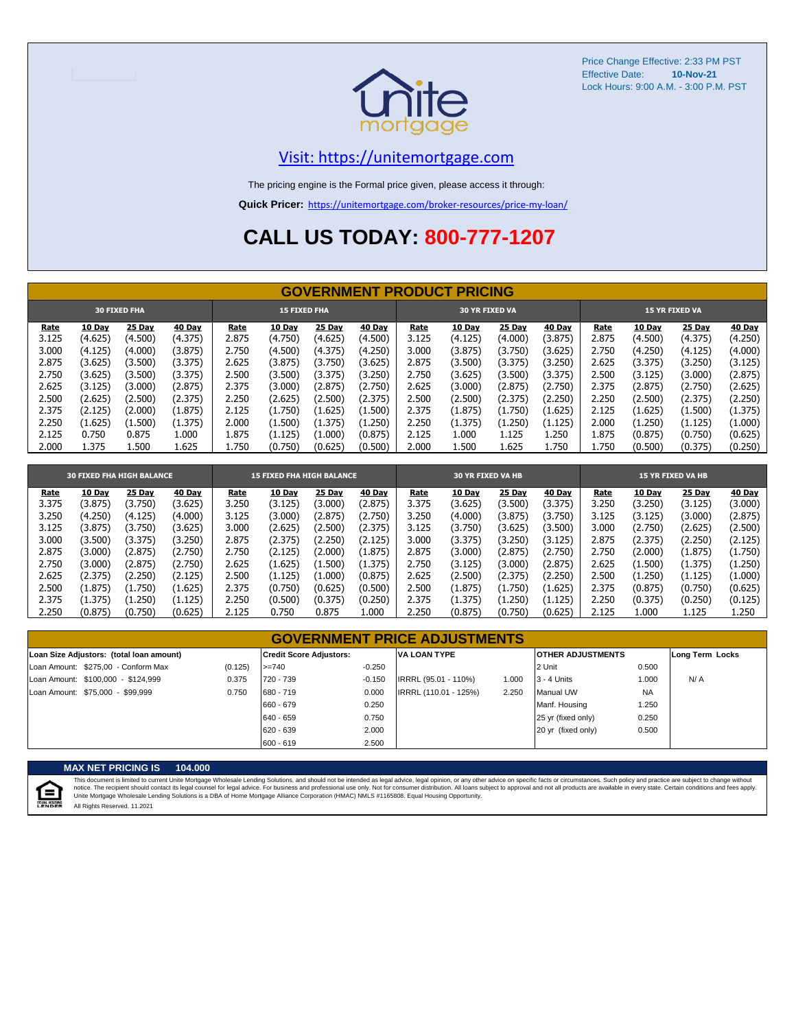Price Change Effective: 2:33 PM PST
Effective Date: **10-Nov-21**
Lock Hours: 9:00 A.M. - 3:00 P.M. PST

unite mortgage

Visit: https://unitemortgage.com

The pricing engine is the Formal price given, please access it through:

**Quick Pricer:** https://unitemortgage.com/broker-resources/price-my-loan/

# CALL US TODAY: 800-777-1207

## GOVERNMENT PRODUCT PRICING

| 30 FIXED FHA | | | | 15 FIXED FHA | | | | 30 YR FIXED VA | | | | 15 YR FIXED VA | | | |
|---|---|---|---|---|---|---|---|---|---|---|---|---|---|---|---|
| Rate | 10 Day | 25 Day | 40 Day | Rate | 10 Day | 25 Day | 40 Day | Rate | 10 Day | 25 Day | 40 Day | Rate | 10 Day | 25 Day | 40 Day |
| 3.125 | (4.625) | (4.500) | (4.375) | 2.875 | (4.750) | (4.625) | (4.500) | 3.125 | (4.125) | (4.000) | (3.875) | 2.875 | (4.500) | (4.375) | (4.250) |
| 3.000 | (4.125) | (4.000) | (3.875) | 2.750 | (4.500) | (4.375) | (4.250) | 3.000 | (3.875) | (3.750) | (3.625) | 2.750 | (4.250) | (4.125) | (4.000) |
| 2.875 | (3.625) | (3.500) | (3.375) | 2.625 | (3.875) | (3.750) | (3.625) | 2.875 | (3.500) | (3.375) | (3.250) | 2.625 | (3.375) | (3.250) | (3.125) |
| 2.750 | (3.625) | (3.500) | (3.375) | 2.500 | (3.500) | (3.375) | (3.250) | 2.750 | (3.625) | (3.500) | (3.375) | 2.500 | (3.125) | (3.000) | (2.875) |
| 2.625 | (3.125) | (3.000) | (2.875) | 2.375 | (3.000) | (2.875) | (2.750) | 2.625 | (3.000) | (2.875) | (2.750) | 2.375 | (2.875) | (2.750) | (2.625) |
| 2.500 | (2.625) | (2.500) | (2.375) | 2.250 | (2.625) | (2.500) | (2.375) | 2.500 | (2.500) | (2.375) | (2.250) | 2.250 | (2.500) | (2.375) | (2.250) |
| 2.375 | (2.125) | (2.000) | (1.875) | 2.125 | (1.750) | (1.625) | (1.500) | 2.375 | (1.875) | (1.750) | (1.625) | 2.125 | (1.625) | (1.500) | (1.375) |
| 2.250 | (1.625) | (1.500) | (1.375) | 2.000 | (1.500) | (1.375) | (1.250) | 2.250 | (1.375) | (1.250) | (1.125) | 2.000 | (1.250) | (1.125) | (1.000) |
| 2.125 | 0.750 | 0.875 | 1.000 | 1.875 | (1.125) | (1.000) | (0.875) | 2.125 | 1.000 | 1.125 | 1.250 | 1.875 | (0.875) | (0.750) | (0.625) |
| 2.000 | 1.375 | 1.500 | 1.625 | 1.750 | (0.750) | (0.625) | (0.500) | 2.000 | 1.500 | 1.625 | 1.750 | 1.750 | (0.500) | (0.375) | (0.250) |

| 30 FIXED FHA HIGH BALANCE | | | | 15 FIXED FHA HIGH BALANCE | | | | 30 YR FIXED VA HB | | | | 15 YR FIXED VA HB | | | |
|---|---|---|---|---|---|---|---|---|---|---|---|---|---|---|---|
| Rate | 10 Day | 25 Day | 40 Day | Rate | 10 Day | 25 Day | 40 Day | Rate | 10 Day | 25 Day | 40 Day | Rate | 10 Day | 25 Day | 40 Day |
| 3.375 | (3.875) | (3.750) | (3.625) | 3.250 | (3.125) | (3.000) | (2.875) | 3.375 | (3.625) | (3.500) | (3.375) | 3.250 | (3.250) | (3.125) | (3.000) |
| 3.250 | (4.250) | (4.125) | (4.000) | 3.125 | (3.000) | (2.875) | (2.750) | 3.250 | (4.000) | (3.875) | (3.750) | 3.125 | (3.125) | (3.000) | (2.875) |
| 3.125 | (3.875) | (3.750) | (3.625) | 3.000 | (2.625) | (2.500) | (2.375) | 3.125 | (3.750) | (3.625) | (3.500) | 3.000 | (2.750) | (2.625) | (2.500) |
| 3.000 | (3.500) | (3.375) | (3.250) | 2.875 | (2.375) | (2.250) | (2.125) | 3.000 | (3.375) | (3.250) | (3.125) | 2.875 | (2.375) | (2.250) | (2.125) |
| 2.875 | (3.000) | (2.875) | (2.750) | 2.750 | (2.125) | (2.000) | (1.875) | 2.875 | (3.000) | (2.875) | (2.750) | 2.750 | (2.000) | (1.875) | (1.750) |
| 2.750 | (3.000) | (2.875) | (2.750) | 2.625 | (1.625) | (1.500) | (1.375) | 2.750 | (3.125) | (3.000) | (2.875) | 2.625 | (1.500) | (1.375) | (1.250) |
| 2.625 | (2.375) | (2.250) | (2.125) | 2.500 | (1.125) | (1.000) | (0.875) | 2.625 | (2.500) | (2.375) | (2.250) | 2.500 | (1.250) | (1.125) | (1.000) |
| 2.500 | (1.875) | (1.750) | (1.625) | 2.375 | (0.750) | (0.625) | (0.500) | 2.500 | (1.875) | (1.750) | (1.625) | 2.375 | (0.875) | (0.750) | (0.625) |
| 2.375 | (1.375) | (1.250) | (1.125) | 2.250 | (0.500) | (0.375) | (0.250) | 2.375 | (1.375) | (1.250) | (1.125) | 2.250 | (0.375) | (0.250) | (0.125) |
| 2.250 | (0.875) | (0.750) | (0.625) | 2.125 | 0.750 | 0.875 | 1.000 | 2.250 | (0.875) | (0.750) | (0.625) | 2.125 | 1.000 | 1.125 | 1.250 |

## GOVERNMENT PRICE ADJUSTMENTS

| Loan Size Adjustors: (total loan amount) | | Credit Score Adjustors: | | VA LOAN TYPE | | OTHER ADJUSTMENTS | | Long Term Locks |
|---|---|---|---|---|---|---|---|---|
| Loan Amount: $275,00 - Conform Max | (0.125) | >=740 | -0.250 | | | 2 Unit | 0.500 | |
| Loan Amount: $100,000 - $124,999 | 0.375 | 720 - 739 | -0.150 | IRRRL (95.01 - 110%) | 1.000 | 3 - 4 Units | 1.000 | N/A |
| Loan Amount: $75,000 - $99,999 | 0.750 | 680 - 719 | 0.000 | IRRRL (110.01 - 125%) | 2.250 | Manual UW | NA | |
| | | 660 - 679 | 0.250 | | | Manf. Housing | 1.250 | |
| | | 640 - 659 | 0.750 | | | 25 yr (fixed only) | 0.250 | |
| | | 620 - 639 | 2.000 | | | 20 yr (fixed only) | 0.500 | |
| | | 600 - 619 | 2.500 | | | | | |

**MAX NET PRICING IS 104.000**

This document is limited to current Unite Mortgage Wholesale Lending Solutions, and should not be intended as legal advice, legal opinion, or any other advice on specific facts or circumstances. Such policy and practice are subject to change without notice. The recipient should contact its legal counsel for legal advice. For business and professional use only. Not for consumer distribution. All loans subject to approval and not all products are available in every state. Certain conditions and fees apply. Unite Mortgage Wholesale Lending Solutions is a DBA of Home Mortgage Alliance Corporation (HMAC) NMLS #1165808. Equal Housing Opportunity.
All Rights Reserved. 11.2021